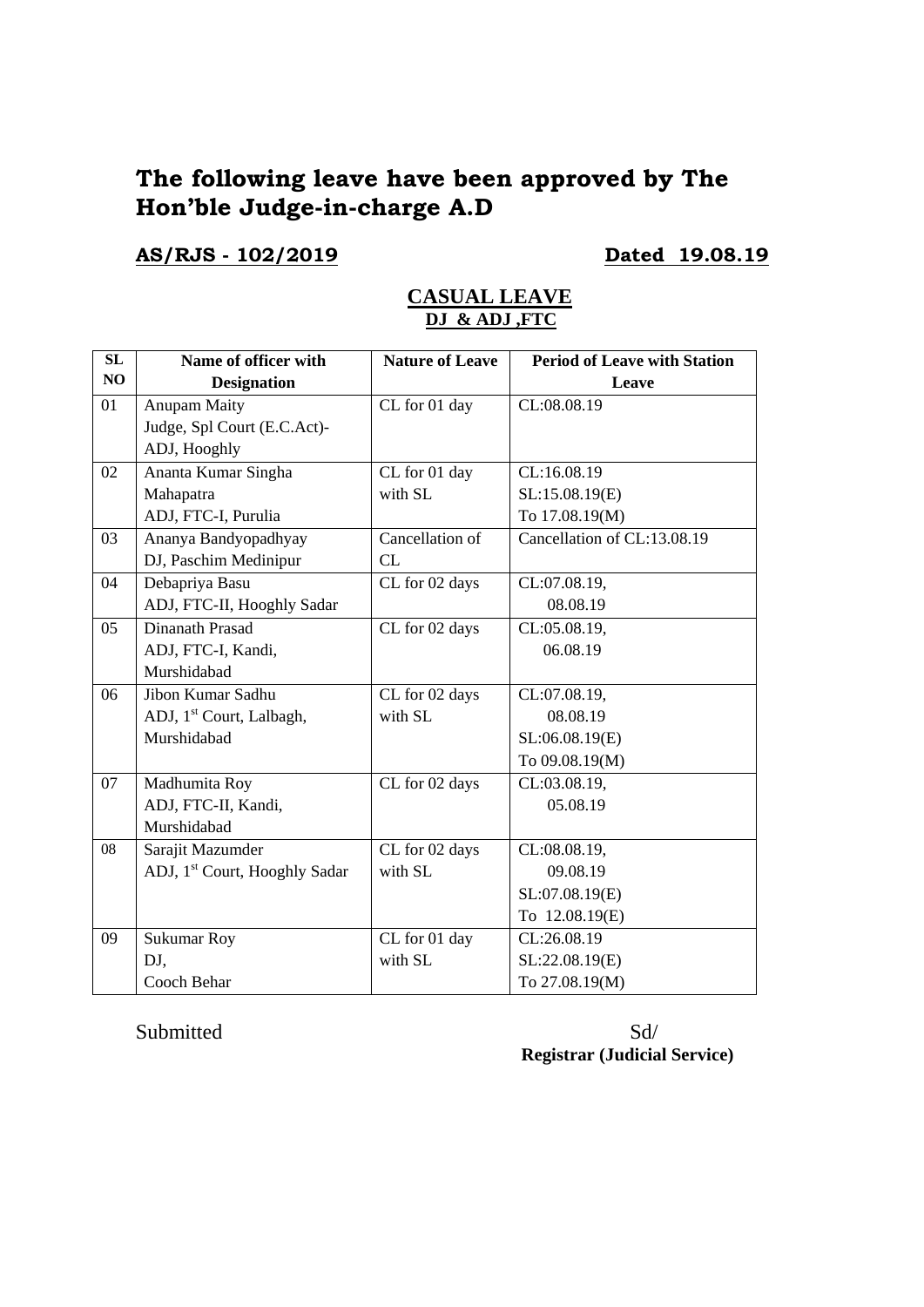# The following leave have been approved by The Hon'ble Judge-in-charge A.D

**AS/RJS - 102/2019** **Dated 19.08.19**

## CASUAL LEAVE

### DJ & ADJ ,FTC

| SL NO | Name of officer with Designation | Nature of Leave | Period of Leave with Station Leave |
|---|---|---|---|
| 01 | Anupam Maity<br>Judge, Spl Court (E.C.Act)-<br>ADJ, Hooghly | CL for 01 day | CL:08.08.19 |
| 02 | Ananta Kumar Singha<br>Mahapatra<br>ADJ, FTC-I, Purulia | CL for 01 day<br>with SL | CL:16.08.19<br>SL:15.08.19(E)<br>To 17.08.19(M) |
| 03 | Ananya Bandyopadhyay<br>DJ, Paschim Medinipur | Cancellation of CL | Cancellation of CL:13.08.19 |
| 04 | Debapriya Basu<br>ADJ, FTC-II, Hooghly Sadar | CL for 02 days | CL:07.08.19,<br>08.08.19 |
| 05 | Dinanath Prasad<br>ADJ, FTC-I, Kandi,<br>Murshidabad | CL for 02 days | CL:05.08.19,<br>06.08.19 |
| 06 | Jibon Kumar Sadhu<br>ADJ, 1st Court, Lalbagh,<br>Murshidabad | CL for 02 days<br>with SL | CL:07.08.19,<br>08.08.19<br>SL:06.08.19(E)<br>To 09.08.19(M) |
| 07 | Madhumita Roy<br>ADJ, FTC-II, Kandi,<br>Murshidabad | CL for 02 days | CL:03.08.19,<br>05.08.19 |
| 08 | Sarajit Mazumder<br>ADJ, 1st Court, Hooghly Sadar | CL for 02 days<br>with SL | CL:08.08.19,<br>09.08.19<br>SL:07.08.19(E)<br>To 12.08.19(E) |
| 09 | Sukumar Roy<br>DJ,<br>Cooch Behar | CL for 01 day<br>with SL | CL:26.08.19<br>SL:22.08.19(E)<br>To 27.08.19(M) |

Submitted

Sd/
**Registrar (Judicial Service)**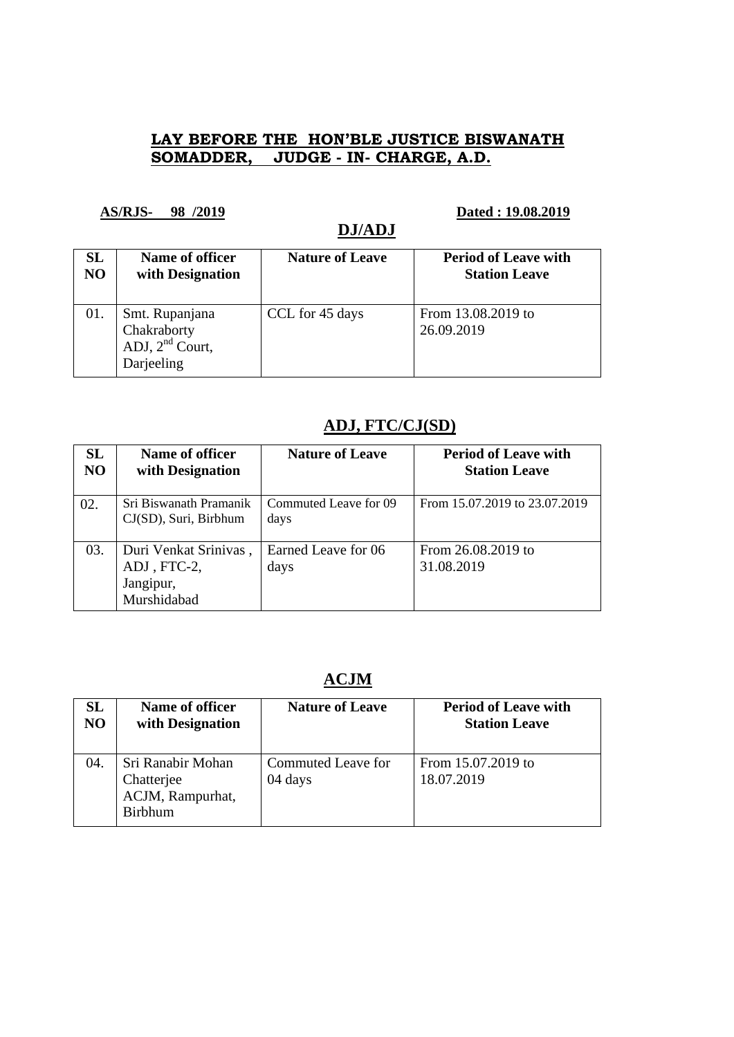**LAY BEFORE THE HON'BLE JUSTICE BISWANATH SOMADDER, JUDGE - IN- CHARGE, A.D.**

**AS/RJS- 98 /2019** **Dated : 19.08.2019**

## DJ/ADJ

| SL NO | Name of officer with Designation | Nature of Leave | Period of Leave with Station Leave |
|---|---|---|---|
| 01. | Smt. Rupanjana Chakraborty ADJ, 2nd Court, Darjeeling | CCL for 45 days | From 13.08.2019 to 26.09.2019 |

## ADJ, FTC/CJ(SD)

| SL NO | Name of officer with Designation | Nature of Leave | Period of Leave with Station Leave |
|---|---|---|---|
| 02. | Sri Biswanath Pramanik CJ(SD), Suri, Birbhum | Commuted Leave for 09 days | From 15.07.2019 to 23.07.2019 |
| 03. | Duri Venkat Srinivas , ADJ , FTC-2, Jangipur, Murshidabad | Earned Leave for 06 days | From 26.08.2019 to 31.08.2019 |

## ACJM

| SL NO | Name of officer with Designation | Nature of Leave | Period of Leave with Station Leave |
|---|---|---|---|
| 04. | Sri Ranabir Mohan Chatterjee ACJM, Rampurhat, Birbhum | Commuted Leave for 04 days | From 15.07.2019 to 18.07.2019 |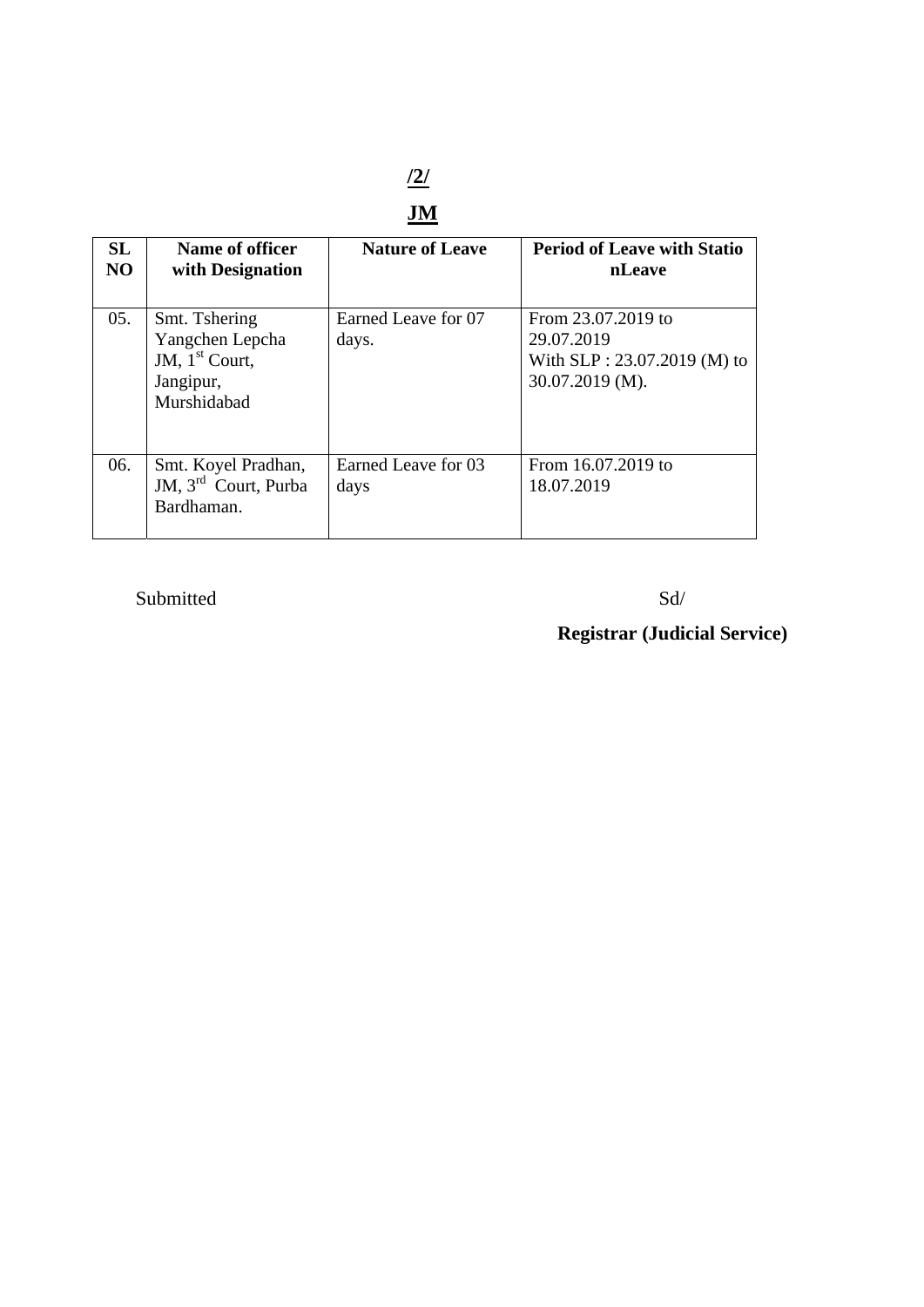**/2/**

**JM**

| SL NO | Name of officer with Designation | Nature of Leave | Period of Leave with Statio nLeave |
|---|---|---|---|
| 05. | Smt. Tshering Yangchen Lepcha JM, 1st Court, Jangipur, Murshidabad | Earned Leave for 07 days. | From 23.07.2019 to 29.07.2019 With SLP : 23.07.2019 (M) to 30.07.2019 (M). |
| 06. | Smt. Koyel Pradhan, JM, 3rd Court, Purba Bardhaman. | Earned Leave for 03 days | From 16.07.2019 to 18.07.2019 |

Submitted

Sd/

**Registrar (Judicial Service)**